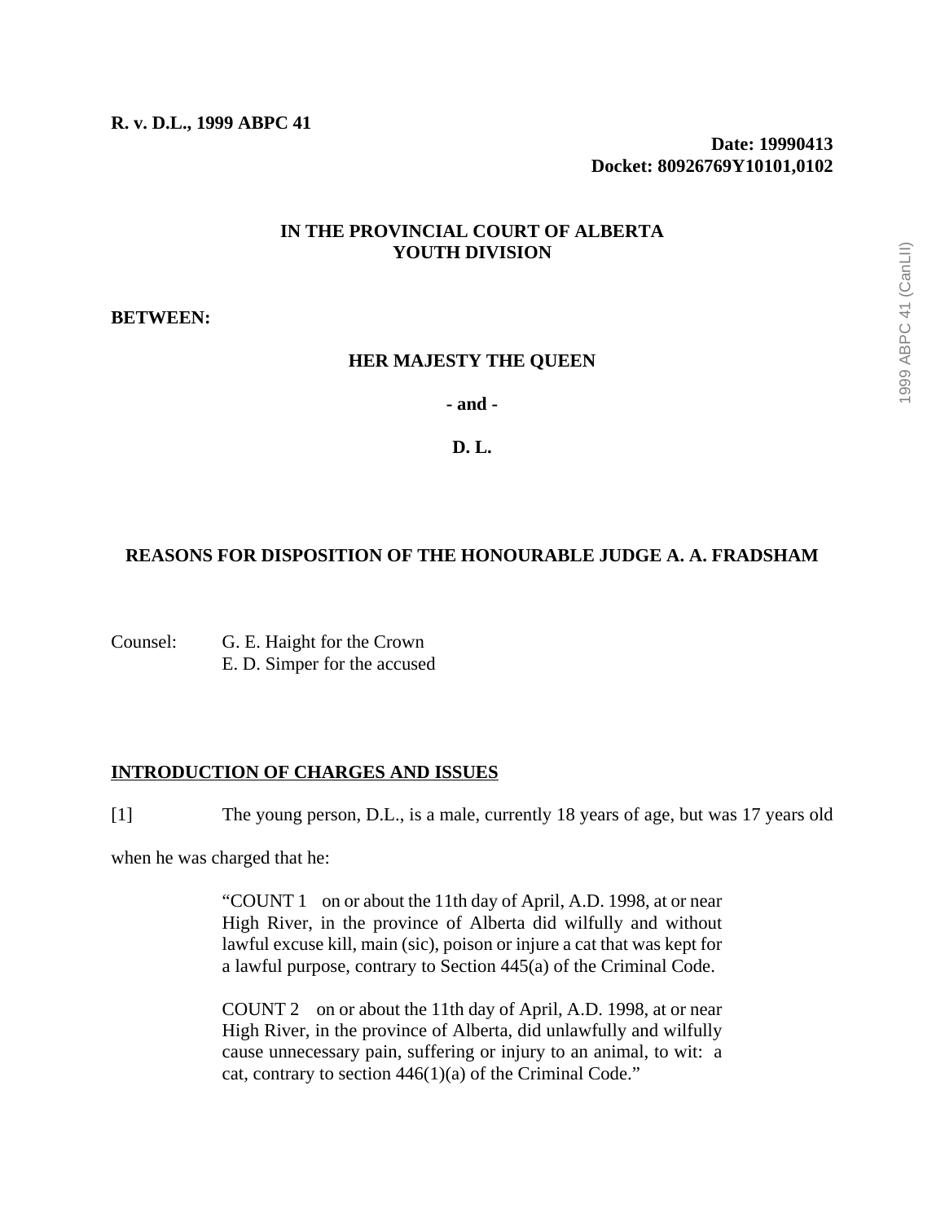**R. v. D.L., 1999 ABPC 41**

**Date: 19990413**
**Docket: 80926769Y10101,0102**

**IN THE PROVINCIAL COURT OF ALBERTA**
**YOUTH DIVISION**

**BETWEEN:**

**HER MAJESTY THE QUEEN**

**- and -**

**D. L.**

**REASONS FOR DISPOSITION OF THE HONOURABLE JUDGE A. A. FRADSHAM**

Counsel: G. E. Haight for the Crown
E. D. Simper for the accused

## INTRODUCTION OF CHARGES AND ISSUES

[1] The young person, D.L., is a male, currently 18 years of age, but was 17 years old when he was charged that he:

> "COUNT 1 on or about the 11th day of April, A.D. 1998, at or near High River, in the province of Alberta did wilfully and without lawful excuse kill, main (sic), poison or injure a cat that was kept for a lawful purpose, contrary to Section 445(a) of the Criminal Code.
>
> COUNT 2 on or about the 11th day of April, A.D. 1998, at or near High River, in the province of Alberta, did unlawfully and wilfully cause unnecessary pain, suffering or injury to an animal, to wit: a cat, contrary to section 446(1)(a) of the Criminal Code."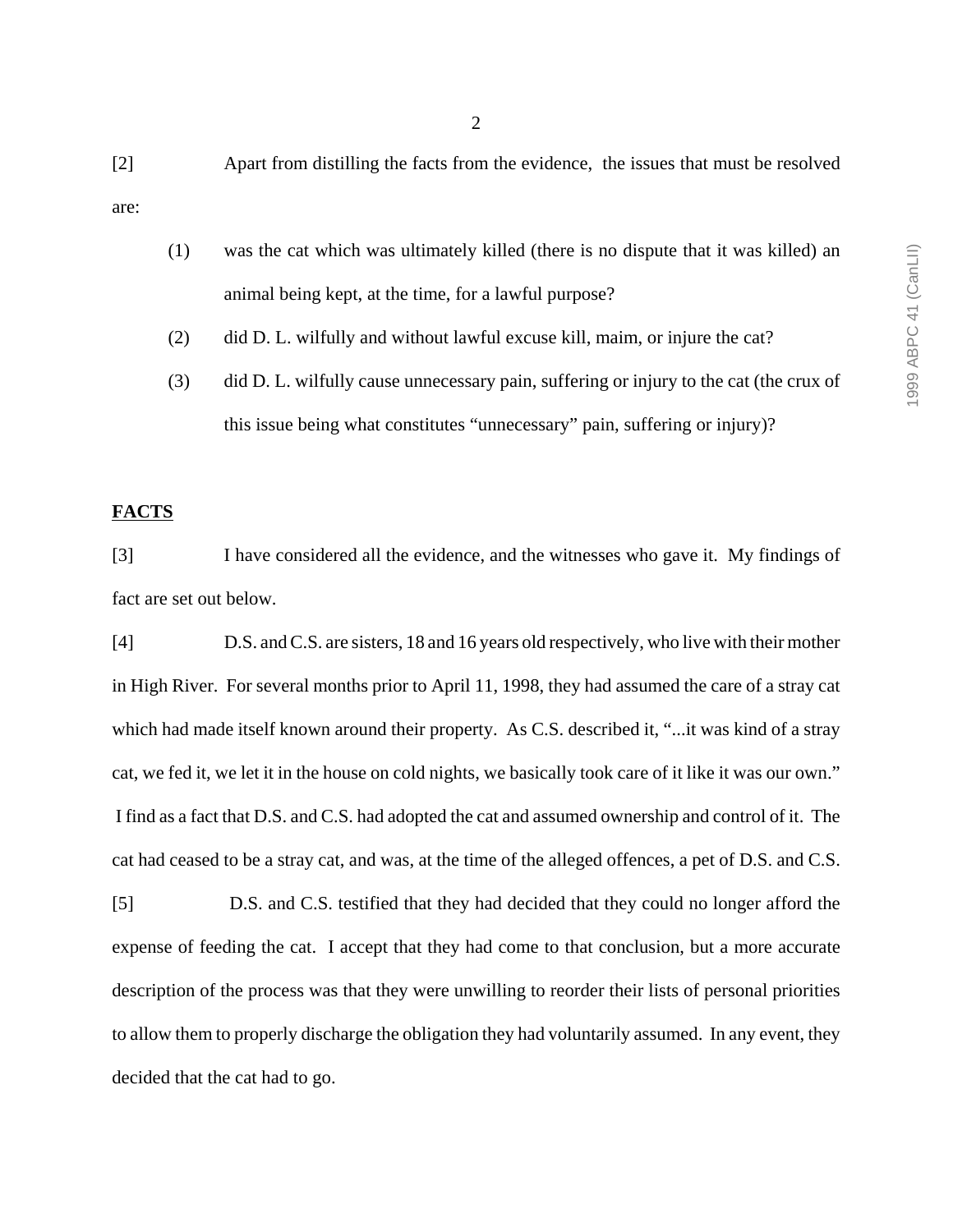[2] Apart from distilling the facts from the evidence, the issues that must be resolved are:

(1) was the cat which was ultimately killed (there is no dispute that it was killed) an animal being kept, at the time, for a lawful purpose?

(2) did D. L. wilfully and without lawful excuse kill, maim, or injure the cat?

(3) did D. L. wilfully cause unnecessary pain, suffering or injury to the cat (the crux of this issue being what constitutes "unnecessary" pain, suffering or injury)?

## FACTS

[3] I have considered all the evidence, and the witnesses who gave it. My findings of fact are set out below.

[4] D.S. and C.S. are sisters, 18 and 16 years old respectively, who live with their mother in High River. For several months prior to April 11, 1998, they had assumed the care of a stray cat which had made itself known around their property. As C.S. described it, "...it was kind of a stray cat, we fed it, we let it in the house on cold nights, we basically took care of it like it was our own." I find as a fact that D.S. and C.S. had adopted the cat and assumed ownership and control of it. The cat had ceased to be a stray cat, and was, at the time of the alleged offences, a pet of D.S. and C.S.

[5] D.S. and C.S. testified that they had decided that they could no longer afford the expense of feeding the cat. I accept that they had come to that conclusion, but a more accurate description of the process was that they were unwilling to reorder their lists of personal priorities to allow them to properly discharge the obligation they had voluntarily assumed. In any event, they decided that the cat had to go.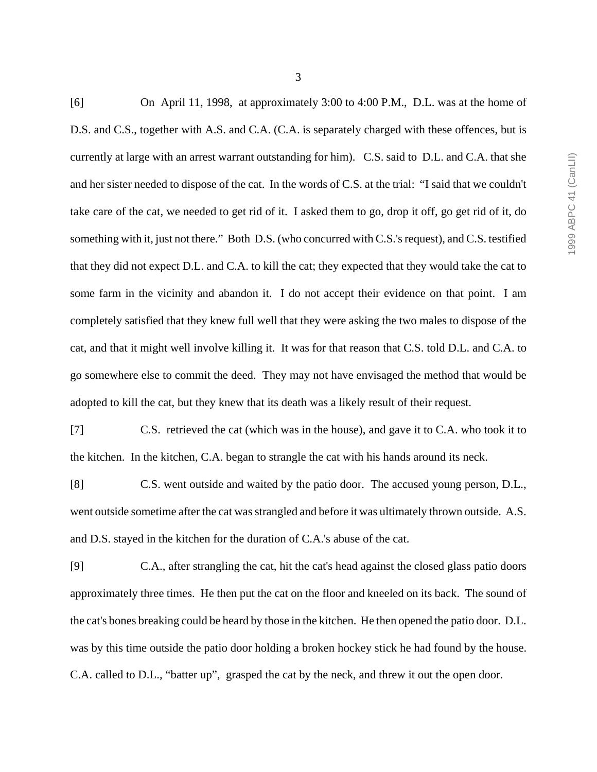[6] On April 11, 1998, at approximately 3:00 to 4:00 P.M., D.L. was at the home of D.S. and C.S., together with A.S. and C.A. (C.A. is separately charged with these offences, but is currently at large with an arrest warrant outstanding for him). C.S. said to D.L. and C.A. that she and her sister needed to dispose of the cat. In the words of C.S. at the trial: "I said that we couldn't take care of the cat, we needed to get rid of it. I asked them to go, drop it off, go get rid of it, do something with it, just not there." Both D.S. (who concurred with C.S.'s request), and C.S. testified that they did not expect D.L. and C.A. to kill the cat; they expected that they would take the cat to some farm in the vicinity and abandon it. I do not accept their evidence on that point. I am completely satisfied that they knew full well that they were asking the two males to dispose of the cat, and that it might well involve killing it. It was for that reason that C.S. told D.L. and C.A. to go somewhere else to commit the deed. They may not have envisaged the method that would be adopted to kill the cat, but they knew that its death was a likely result of their request.

[7] C.S. retrieved the cat (which was in the house), and gave it to C.A. who took it to the kitchen. In the kitchen, C.A. began to strangle the cat with his hands around its neck.

[8] C.S. went outside and waited by the patio door. The accused young person, D.L., went outside sometime after the cat was strangled and before it was ultimately thrown outside. A.S. and D.S. stayed in the kitchen for the duration of C.A.'s abuse of the cat.

[9] C.A., after strangling the cat, hit the cat's head against the closed glass patio doors approximately three times. He then put the cat on the floor and kneeled on its back. The sound of the cat's bones breaking could be heard by those in the kitchen. He then opened the patio door. D.L. was by this time outside the patio door holding a broken hockey stick he had found by the house. C.A. called to D.L., "batter up", grasped the cat by the neck, and threw it out the open door.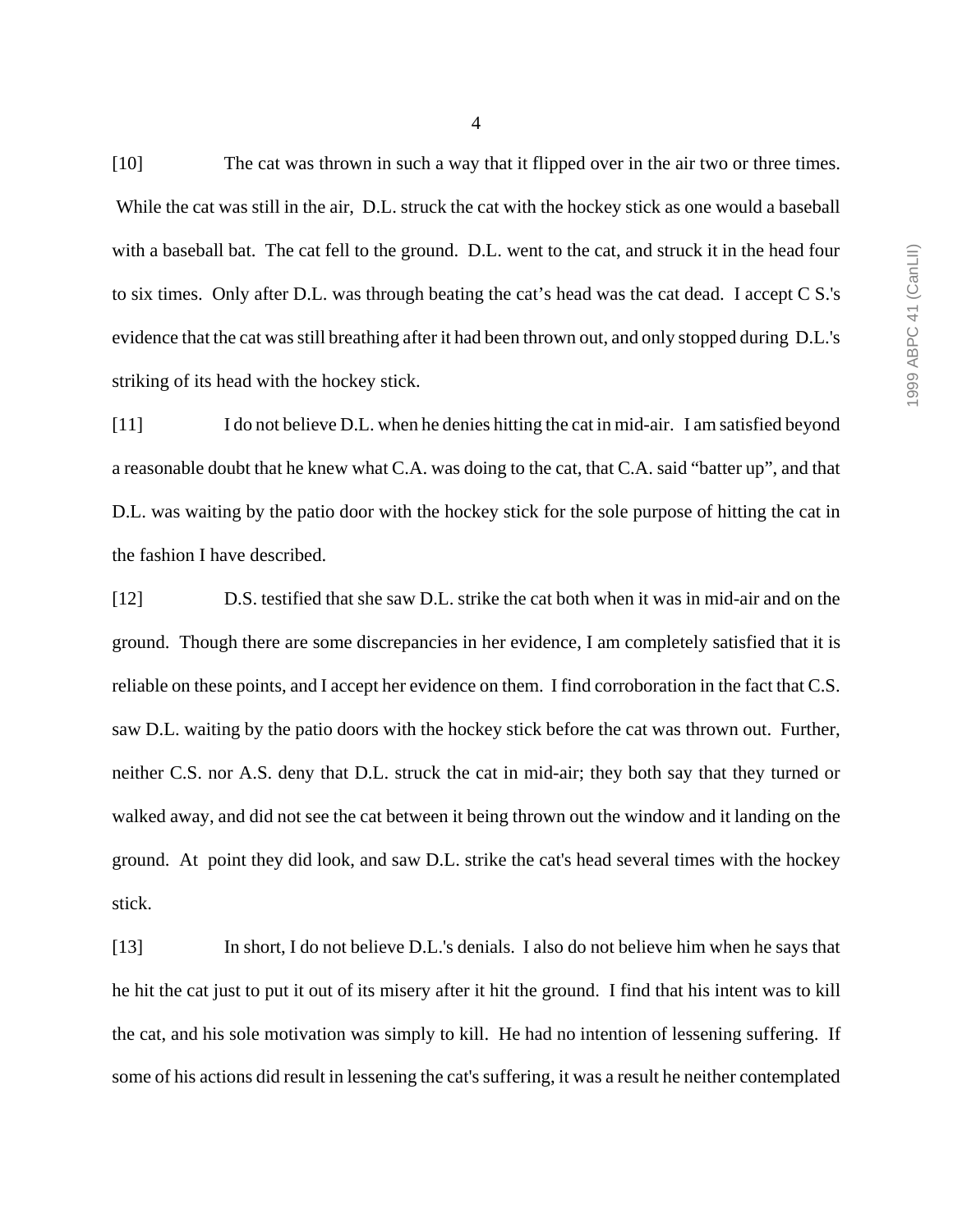[10] The cat was thrown in such a way that it flipped over in the air two or three times. While the cat was still in the air, D.L. struck the cat with the hockey stick as one would a baseball with a baseball bat. The cat fell to the ground. D.L. went to the cat, and struck it in the head four to six times. Only after D.L. was through beating the cat's head was the cat dead. I accept C S.'s evidence that the cat was still breathing after it had been thrown out, and only stopped during D.L.'s striking of its head with the hockey stick.

[11] I do not believe D.L. when he denies hitting the cat in mid-air. I am satisfied beyond a reasonable doubt that he knew what C.A. was doing to the cat, that C.A. said "batter up", and that D.L. was waiting by the patio door with the hockey stick for the sole purpose of hitting the cat in the fashion I have described.

[12] D.S. testified that she saw D.L. strike the cat both when it was in mid-air and on the ground. Though there are some discrepancies in her evidence, I am completely satisfied that it is reliable on these points, and I accept her evidence on them. I find corroboration in the fact that C.S. saw D.L. waiting by the patio doors with the hockey stick before the cat was thrown out. Further, neither C.S. nor A.S. deny that D.L. struck the cat in mid-air; they both say that they turned or walked away, and did not see the cat between it being thrown out the window and it landing on the ground. At point they did look, and saw D.L. strike the cat's head several times with the hockey stick.

[13] In short, I do not believe D.L.'s denials. I also do not believe him when he says that he hit the cat just to put it out of its misery after it hit the ground. I find that his intent was to kill the cat, and his sole motivation was simply to kill. He had no intention of lessening suffering. If some of his actions did result in lessening the cat's suffering, it was a result he neither contemplated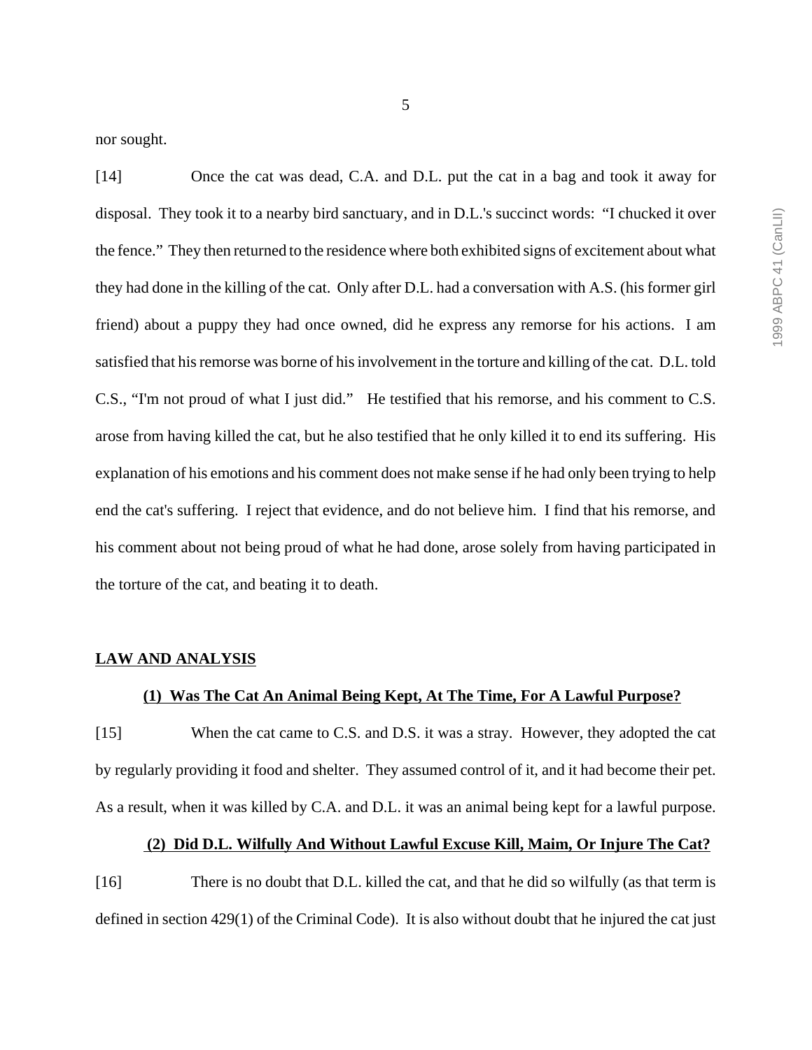nor sought.

[14] Once the cat was dead, C.A. and D.L. put the cat in a bag and took it away for disposal. They took it to a nearby bird sanctuary, and in D.L.'s succinct words: "I chucked it over the fence." They then returned to the residence where both exhibited signs of excitement about what they had done in the killing of the cat. Only after D.L. had a conversation with A.S. (his former girl friend) about a puppy they had once owned, did he express any remorse for his actions. I am satisfied that his remorse was borne of his involvement in the torture and killing of the cat. D.L. told C.S., "I'm not proud of what I just did." He testified that his remorse, and his comment to C.S. arose from having killed the cat, but he also testified that he only killed it to end its suffering. His explanation of his emotions and his comment does not make sense if he had only been trying to help end the cat's suffering. I reject that evidence, and do not believe him. I find that his remorse, and his comment about not being proud of what he had done, arose solely from having participated in the torture of the cat, and beating it to death.

## LAW AND ANALYSIS

### (1) Was The Cat An Animal Being Kept, At The Time, For A Lawful Purpose?

[15] When the cat came to C.S. and D.S. it was a stray. However, they adopted the cat by regularly providing it food and shelter. They assumed control of it, and it had become their pet. As a result, when it was killed by C.A. and D.L. it was an animal being kept for a lawful purpose.

### (2) Did D.L. Wilfully And Without Lawful Excuse Kill, Maim, Or Injure The Cat?

[16] There is no doubt that D.L. killed the cat, and that he did so wilfully (as that term is defined in section 429(1) of the Criminal Code). It is also without doubt that he injured the cat just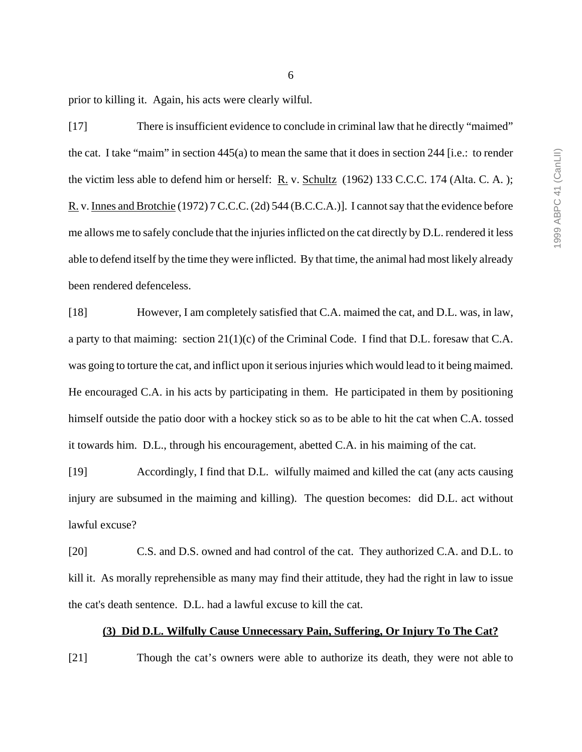prior to killing it. Again, his acts were clearly wilful.

[17] There is insufficient evidence to conclude in criminal law that he directly "maimed" the cat. I take "maim" in section 445(a) to mean the same that it does in section 244 [i.e.: to render the victim less able to defend him or herself: R. v. Schultz (1962) 133 C.C.C. 174 (Alta. C. A. ); R. v. Innes and Brotchie (1972) 7 C.C.C. (2d) 544 (B.C.C.A.)]. I cannot say that the evidence before me allows me to safely conclude that the injuries inflicted on the cat directly by D.L. rendered it less able to defend itself by the time they were inflicted. By that time, the animal had most likely already been rendered defenceless.

[18] However, I am completely satisfied that C.A. maimed the cat, and D.L. was, in law, a party to that maiming: section 21(1)(c) of the Criminal Code. I find that D.L. foresaw that C.A. was going to torture the cat, and inflict upon it serious injuries which would lead to it being maimed. He encouraged C.A. in his acts by participating in them. He participated in them by positioning himself outside the patio door with a hockey stick so as to be able to hit the cat when C.A. tossed it towards him. D.L., through his encouragement, abetted C.A. in his maiming of the cat.

[19] Accordingly, I find that D.L. wilfully maimed and killed the cat (any acts causing injury are subsumed in the maiming and killing). The question becomes: did D.L. act without lawful excuse?

[20] C.S. and D.S. owned and had control of the cat. They authorized C.A. and D.L. to kill it. As morally reprehensible as many may find their attitude, they had the right in law to issue the cat's death sentence. D.L. had a lawful excuse to kill the cat.

### (3) Did D.L. Wilfully Cause Unnecessary Pain, Suffering, Or Injury To The Cat?

[21] Though the cat's owners were able to authorize its death, they were not able to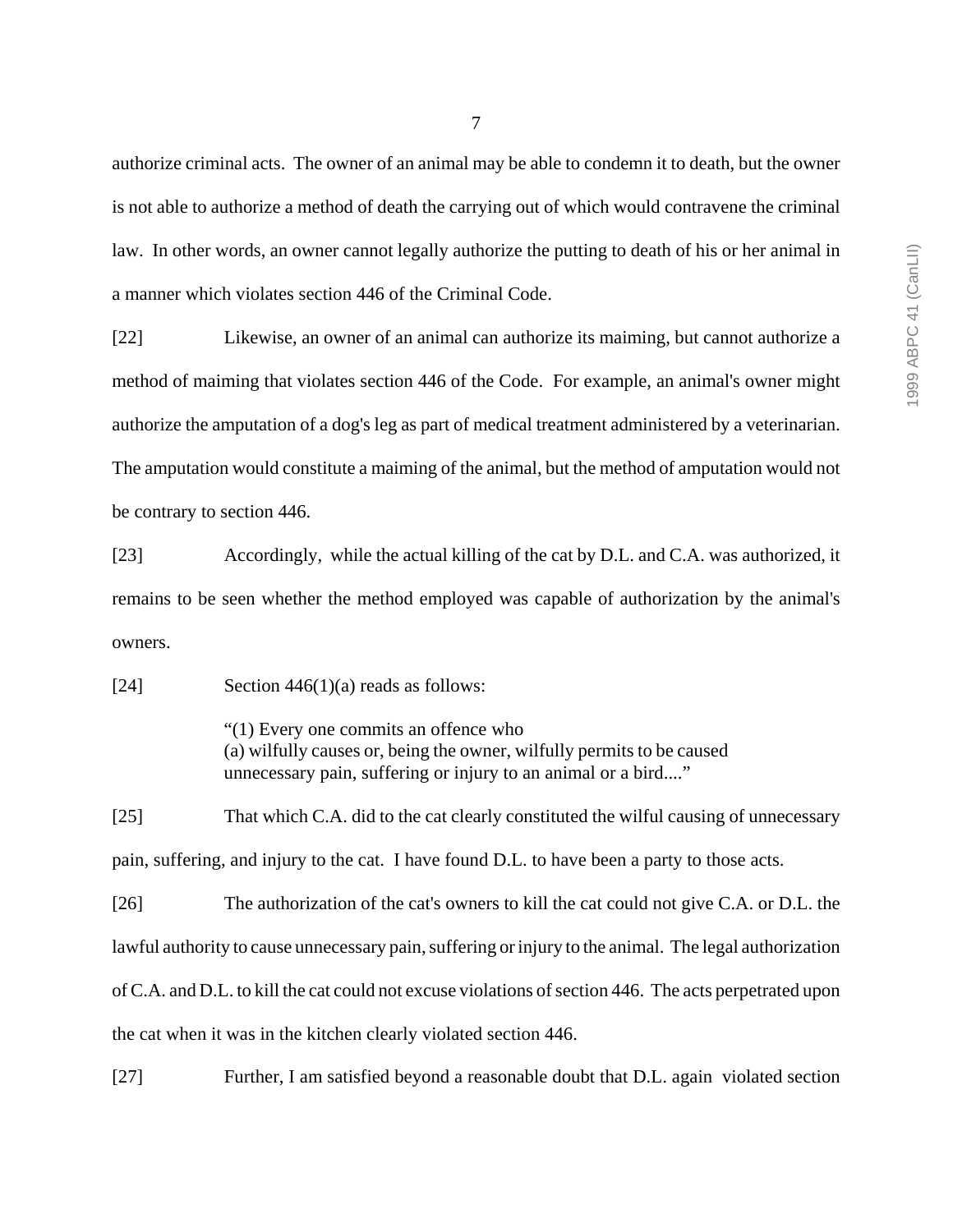authorize criminal acts. The owner of an animal may be able to condemn it to death, but the owner is not able to authorize a method of death the carrying out of which would contravene the criminal law. In other words, an owner cannot legally authorize the putting to death of his or her animal in a manner which violates section 446 of the Criminal Code.

[22] Likewise, an owner of an animal can authorize its maiming, but cannot authorize a method of maiming that violates section 446 of the Code. For example, an animal's owner might authorize the amputation of a dog's leg as part of medical treatment administered by a veterinarian. The amputation would constitute a maiming of the animal, but the method of amputation would not be contrary to section 446.

[23] Accordingly, while the actual killing of the cat by D.L. and C.A. was authorized, it remains to be seen whether the method employed was capable of authorization by the animal's owners.

[24] Section 446(1)(a) reads as follows:

> "(1) Every one commits an offence who
> (a) wilfully causes or, being the owner, wilfully permits to be caused unnecessary pain, suffering or injury to an animal or a bird...."

[25] That which C.A. did to the cat clearly constituted the wilful causing of unnecessary pain, suffering, and injury to the cat. I have found D.L. to have been a party to those acts.

[26] The authorization of the cat's owners to kill the cat could not give C.A. or D.L. the lawful authority to cause unnecessary pain, suffering or injury to the animal. The legal authorization of C.A. and D.L. to kill the cat could not excuse violations of section 446. The acts perpetrated upon the cat when it was in the kitchen clearly violated section 446.

[27] Further, I am satisfied beyond a reasonable doubt that D.L. again violated section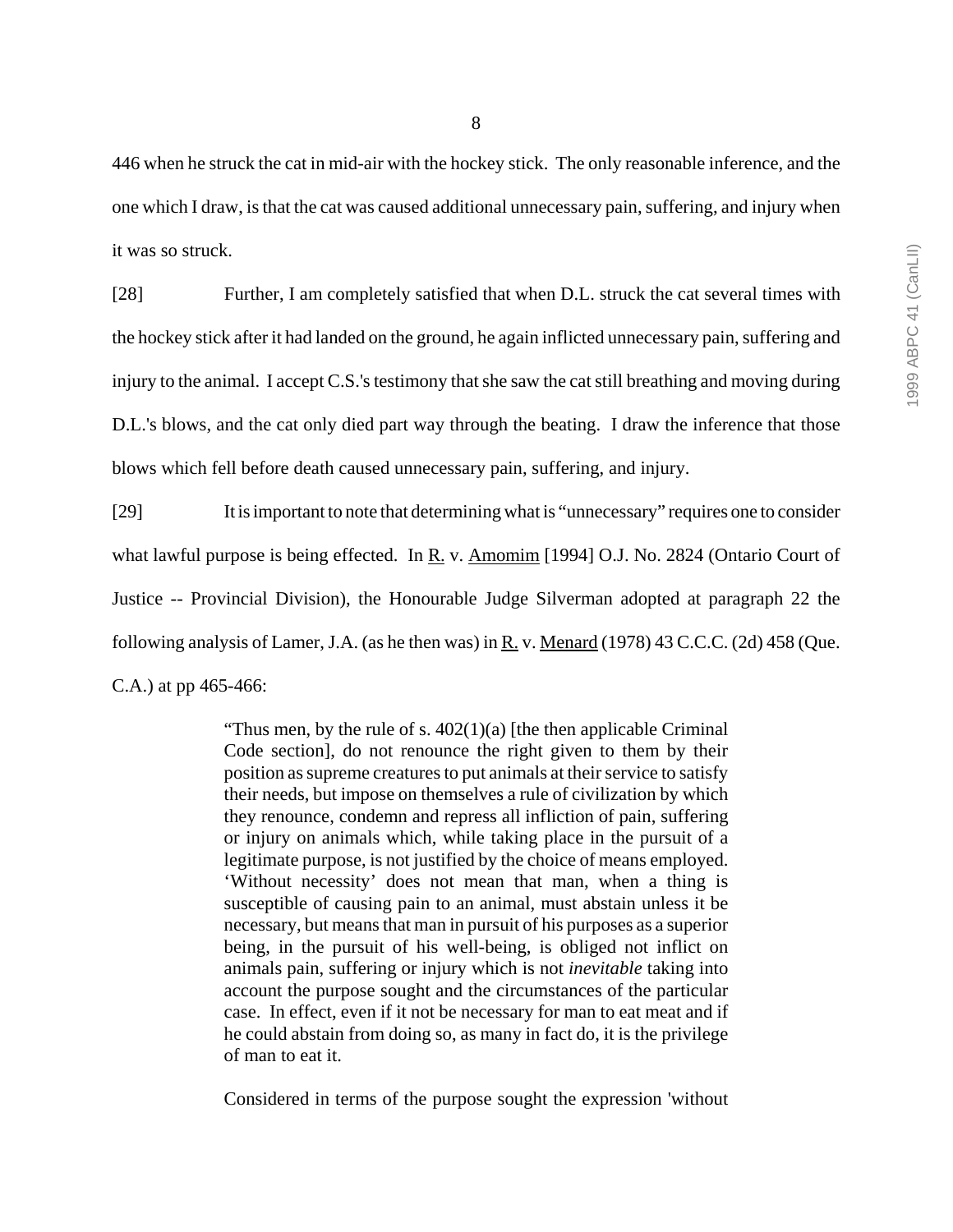446 when he struck the cat in mid-air with the hockey stick. The only reasonable inference, and the one which I draw, is that the cat was caused additional unnecessary pain, suffering, and injury when it was so struck.

[28] Further, I am completely satisfied that when D.L. struck the cat several times with the hockey stick after it had landed on the ground, he again inflicted unnecessary pain, suffering and injury to the animal. I accept C.S.'s testimony that she saw the cat still breathing and moving during D.L.'s blows, and the cat only died part way through the beating. I draw the inference that those blows which fell before death caused unnecessary pain, suffering, and injury.

[29] It is important to note that determining what is "unnecessary" requires one to consider what lawful purpose is being effected. In R. v. Amomim [1994] O.J. No. 2824 (Ontario Court of Justice -- Provincial Division), the Honourable Judge Silverman adopted at paragraph 22 the following analysis of Lamer, J.A. (as he then was) in R. v. Menard (1978) 43 C.C.C. (2d) 458 (Que. C.A.) at pp 465-466:

> "Thus men, by the rule of s. 402(1)(a) [the then applicable Criminal Code section], do not renounce the right given to them by their position as supreme creatures to put animals at their service to satisfy their needs, but impose on themselves a rule of civilization by which they renounce, condemn and repress all infliction of pain, suffering or injury on animals which, while taking place in the pursuit of a legitimate purpose, is not justified by the choice of means employed. 'Without necessity' does not mean that man, when a thing is susceptible of causing pain to an animal, must abstain unless it be necessary, but means that man in pursuit of his purposes as a superior being, in the pursuit of his well-being, is obliged not inflict on animals pain, suffering or injury which is not *inevitable* taking into account the purpose sought and the circumstances of the particular case. In effect, even if it not be necessary for man to eat meat and if he could abstain from doing so, as many in fact do, it is the privilege of man to eat it.
>
> Considered in terms of the purpose sought the expression 'without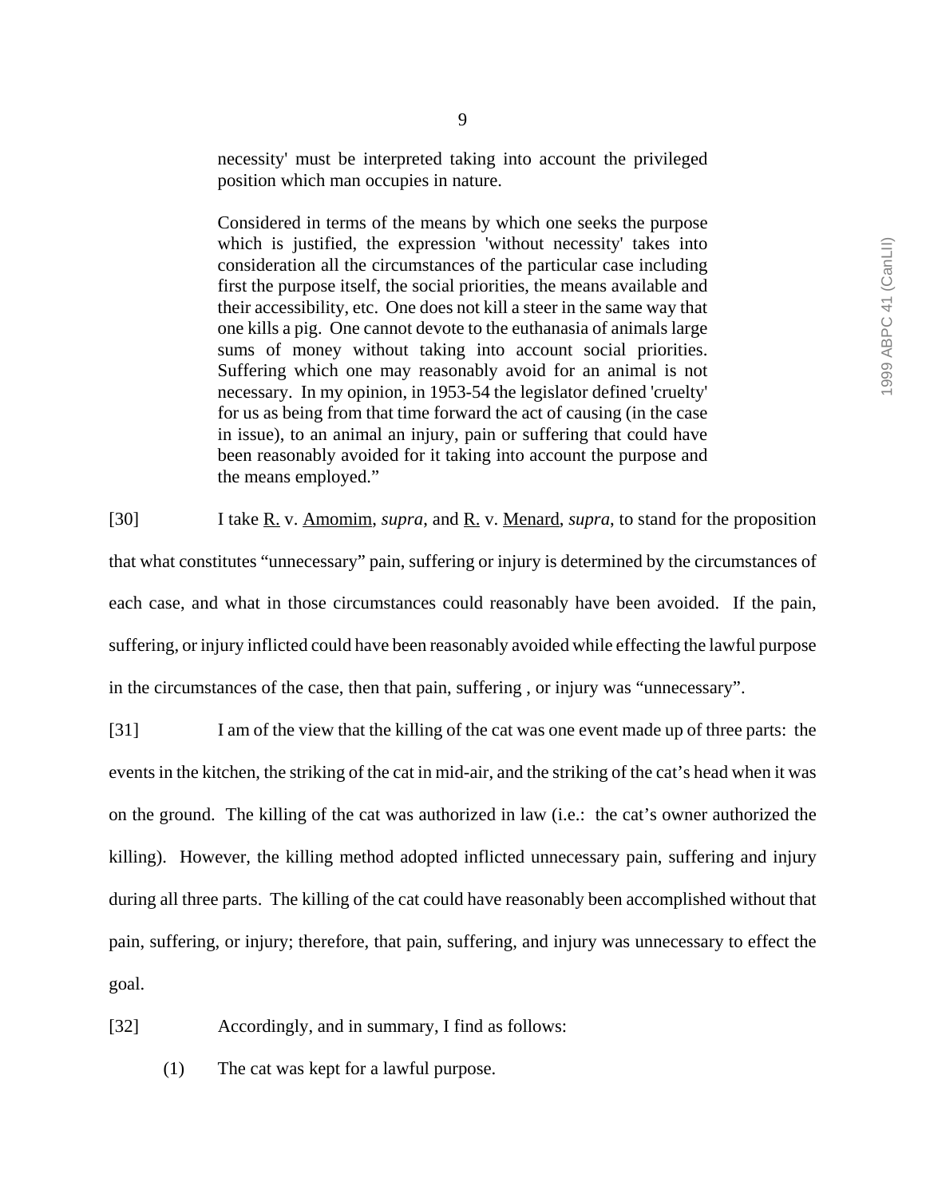> necessity' must be interpreted taking into account the privileged position which man occupies in nature.
>
> Considered in terms of the means by which one seeks the purpose which is justified, the expression 'without necessity' takes into consideration all the circumstances of the particular case including first the purpose itself, the social priorities, the means available and their accessibility, etc. One does not kill a steer in the same way that one kills a pig. One cannot devote to the euthanasia of animals large sums of money without taking into account social priorities. Suffering which one may reasonably avoid for an animal is not necessary. In my opinion, in 1953-54 the legislator defined 'cruelty' for us as being from that time forward the act of causing (in the case in issue), to an animal an injury, pain or suffering that could have been reasonably avoided for it taking into account the purpose and the means employed."

[30] I take R. v. Amomim, *supra*, and R. v. Menard, *supra*, to stand for the proposition that what constitutes "unnecessary" pain, suffering or injury is determined by the circumstances of each case, and what in those circumstances could reasonably have been avoided. If the pain, suffering, or injury inflicted could have been reasonably avoided while effecting the lawful purpose in the circumstances of the case, then that pain, suffering , or injury was "unnecessary".

[31] I am of the view that the killing of the cat was one event made up of three parts: the events in the kitchen, the striking of the cat in mid-air, and the striking of the cat's head when it was on the ground. The killing of the cat was authorized in law (i.e.: the cat's owner authorized the killing). However, the killing method adopted inflicted unnecessary pain, suffering and injury during all three parts. The killing of the cat could have reasonably been accomplished without that pain, suffering, or injury; therefore, that pain, suffering, and injury was unnecessary to effect the goal.

[32] Accordingly, and in summary, I find as follows:

(1) The cat was kept for a lawful purpose.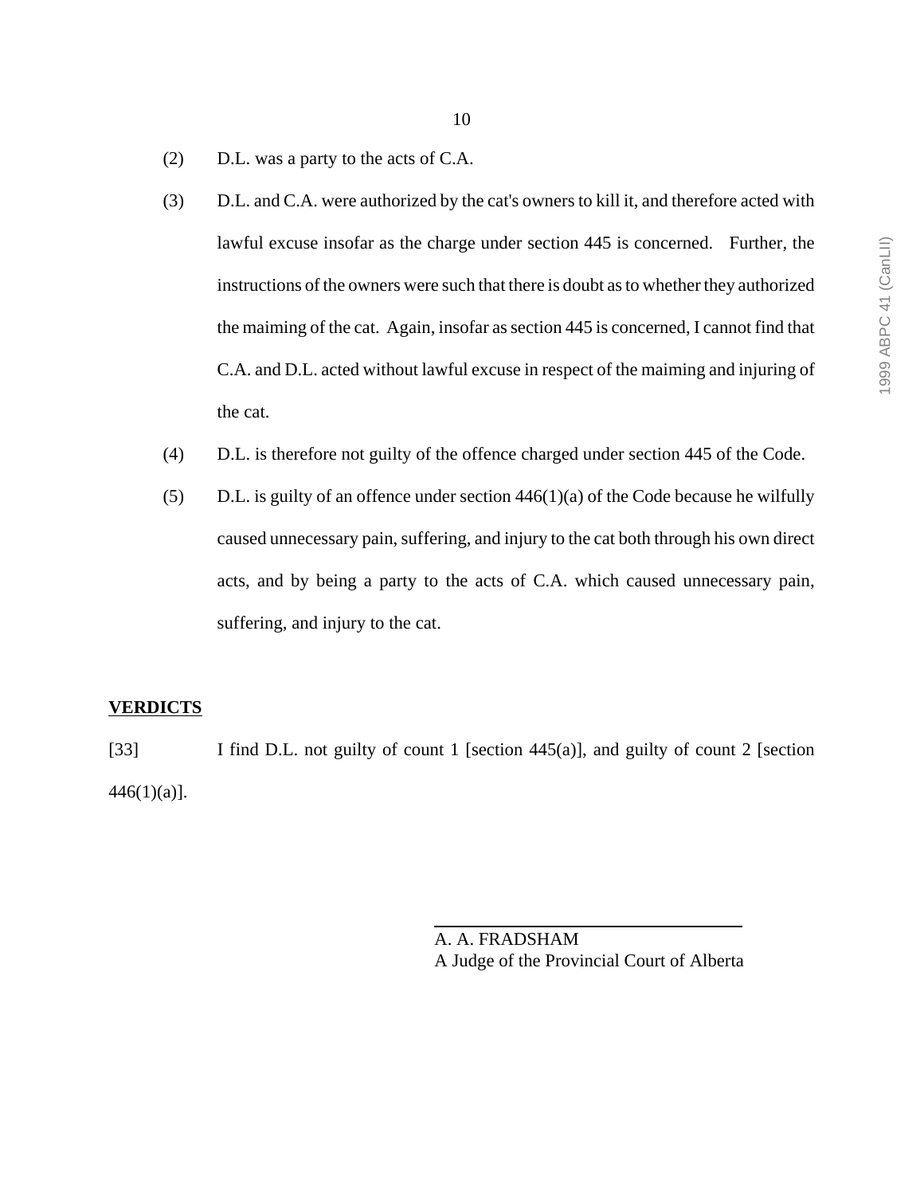(2) D.L. was a party to the acts of C.A.

(3) D.L. and C.A. were authorized by the cat's owners to kill it, and therefore acted with lawful excuse insofar as the charge under section 445 is concerned. Further, the instructions of the owners were such that there is doubt as to whether they authorized the maiming of the cat. Again, insofar as section 445 is concerned, I cannot find that C.A. and D.L. acted without lawful excuse in respect of the maiming and injuring of the cat.

(4) D.L. is therefore not guilty of the offence charged under section 445 of the Code.

(5) D.L. is guilty of an offence under section 446(1)(a) of the Code because he wilfully caused unnecessary pain, suffering, and injury to the cat both through his own direct acts, and by being a party to the acts of C.A. which caused unnecessary pain, suffering, and injury to the cat.

**VERDICTS**

[33] I find D.L. not guilty of count 1 [section 445(a)], and guilty of count 2 [section 446(1)(a)].

A. A. FRADSHAM
A Judge of the Provincial Court of Alberta